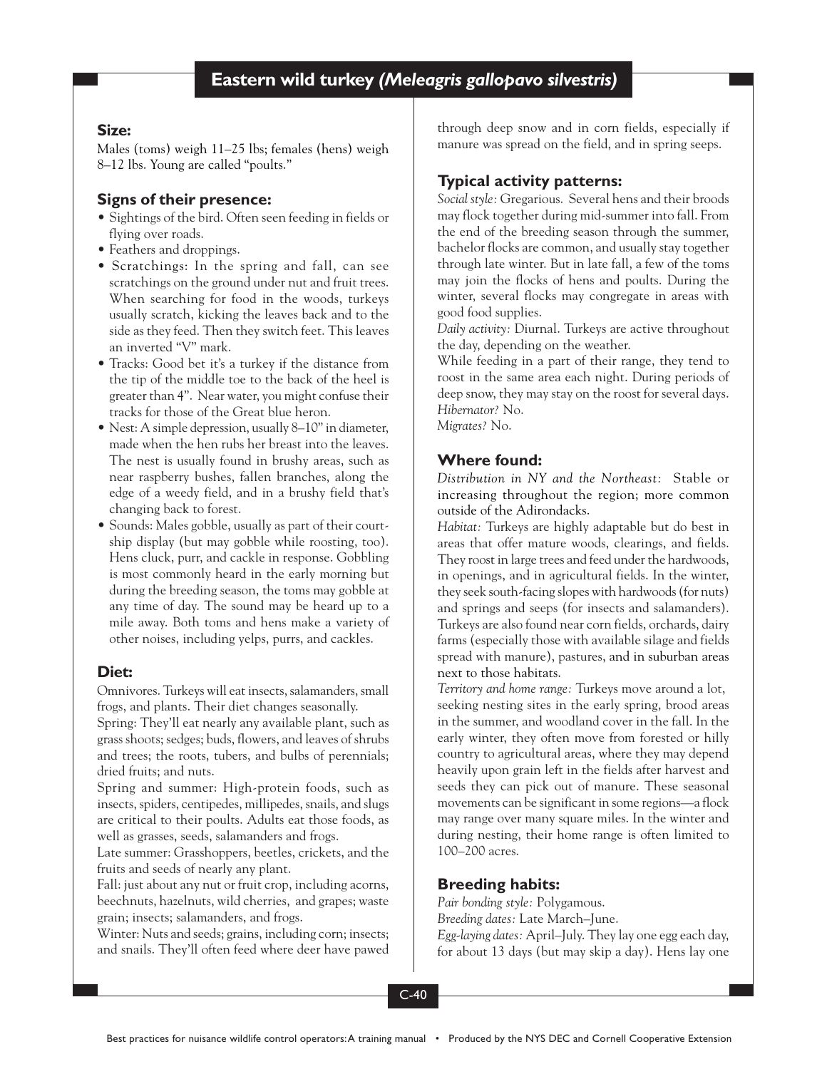# Eastern wild turkey *(Meleagris gallopavo silvestris)*

## Size:

Males (toms) weigh 11–25 lbs; females (hens) weigh 8–12 lbs. Young are called "poults."

## Signs of their presence:

- Sightings of the bird. Often seen feeding in fields or flying over roads.
- Feathers and droppings.
- Scratchings: In the spring and fall, can see scratchings on the ground under nut and fruit trees. When searching for food in the woods, turkeys usually scratch, kicking the leaves back and to the side as they feed. Then they switch feet. This leaves an inverted "V" mark.
- Tracks: Good bet it's a turkey if the distance from the tip of the middle toe to the back of the heel is greater than 4". Near water, you might confuse their tracks for those of the Great blue heron.
- Nest: A simple depression, usually 8–10" in diameter, made when the hen rubs her breast into the leaves. The nest is usually found in brushy areas, such as near raspberry bushes, fallen branches, along the edge of a weedy field, and in a brushy field that's changing back to forest.
- Sounds: Males gobble, usually as part of their courtship display (but may gobble while roosting, too). Hens cluck, purr, and cackle in response. Gobbling is most commonly heard in the early morning but during the breeding season, the toms may gobble at any time of day. The sound may be heard up to a mile away. Both toms and hens make a variety of other noises, including yelps, purrs, and cackles.

## Diet:

Omnivores. Turkeys will eat insects, salamanders, small frogs, and plants. Their diet changes seasonally.

Spring: They'll eat nearly any available plant, such as grass shoots; sedges; buds, flowers, and leaves of shrubs and trees; the roots, tubers, and bulbs of perennials; dried fruits; and nuts.

Spring and summer: High-protein foods, such as insects, spiders, centipedes, millipedes, snails, and slugs are critical to their poults. Adults eat those foods, as well as grasses, seeds, salamanders and frogs.

Late summer: Grasshoppers, beetles, crickets, and the fruits and seeds of nearly any plant.

Fall: just about any nut or fruit crop, including acorns, beechnuts, hazelnuts, wild cherries, and grapes; waste grain; insects; salamanders, and frogs.

Winter: Nuts and seeds; grains, including corn; insects; and snails. They'll often feed where deer have pawed through deep snow and in corn fields, especially if manure was spread on the field, and in spring seeps.

## Typical activity patterns:

*Social style:* Gregarious. Several hens and their broods may flock together during mid-summer into fall. From the end of the breeding season through the summer, bachelor flocks are common, and usually stay together through late winter. But in late fall, a few of the toms may join the flocks of hens and poults. During the winter, several flocks may congregate in areas with good food supplies.

*Daily activity:* Diurnal. Turkeys are active throughout the day, depending on the weather.

While feeding in a part of their range, they tend to roost in the same area each night. During periods of deep snow, they may stay on the roost for several days.

*Hibernator?* No.

*Migrates?* No.

## Where found:

*Distribution in NY and the Northeast:* Stable or increasing throughout the region; more common outside of the Adirondacks.

*Habitat:* Turkeys are highly adaptable but do best in areas that offer mature woods, clearings, and fields. They roost in large trees and feed under the hardwoods, in openings, and in agricultural fields. In the winter, they seek south-facing slopes with hardwoods (for nuts) and springs and seeps (for insects and salamanders). Turkeys are also found near corn fields, orchards, dairy farms (especially those with available silage and fields spread with manure), pastures, and in suburban areas next to those habitats.

*Territory and home range:* Turkeys move around a lot, seeking nesting sites in the early spring, brood areas in the summer, and woodland cover in the fall. In the early winter, they often move from forested or hilly country to agricultural areas, where they may depend heavily upon grain left in the fields after harvest and seeds they can pick out of manure. These seasonal movements can be significant in some regions—a flock may range over many square miles. In the winter and during nesting, their home range is often limited to 100–200 acres.

## Breeding habits:

*Pair bonding style:* Polygamous.

*Breeding dates:* Late March–June.

*Egg-laying dates:* April–July. They lay one egg each day, for about 13 days (but may skip a day). Hens lay one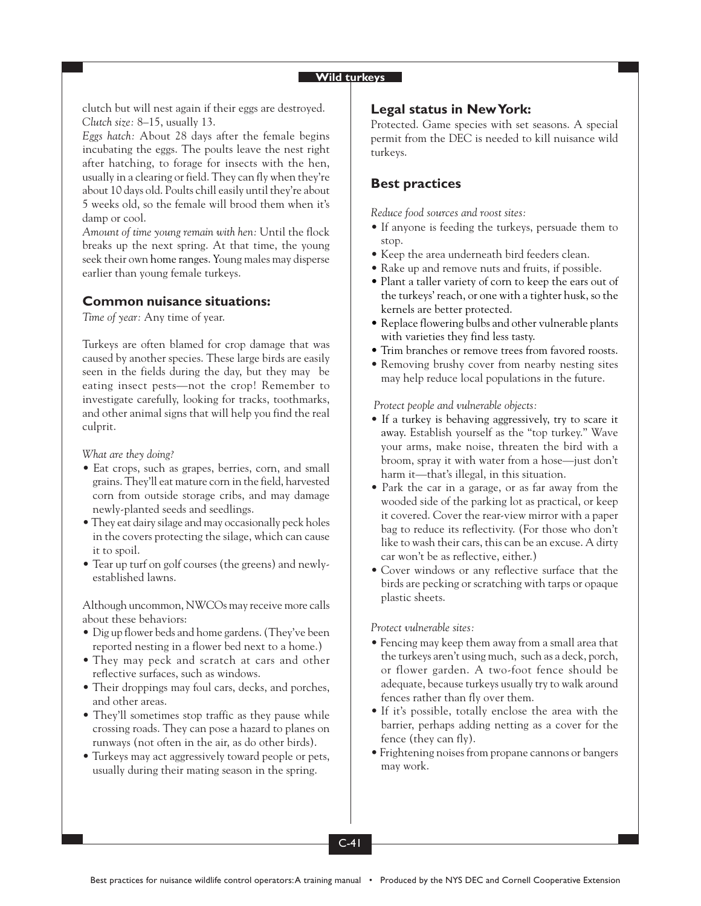clutch but will nest again if their eggs are destroyed.
*Clutch size:* 8–15, usually 13.
*Eggs hatch:* About 28 days after the female begins incubating the eggs. The poults leave the nest right after hatching, to forage for insects with the hen, usually in a clearing or field. They can fly when they're about 10 days old. Poults chill easily until they're about 5 weeks old, so the female will brood them when it's damp or cool.
*Amount of time young remain with hen:* Until the flock breaks up the next spring. At that time, the young seek their own home ranges. Young males may disperse earlier than young female turkeys.

## Common nuisance situations:

*Time of year:* Any time of year.

Turkeys are often blamed for crop damage that was caused by another species. These large birds are easily seen in the fields during the day, but they may be eating insect pests—not the crop! Remember to investigate carefully, looking for tracks, toothmarks, and other animal signs that will help you find the real culprit.

*What are they doing?*

- Eat crops, such as grapes, berries, corn, and small grains. They'll eat mature corn in the field, harvested corn from outside storage cribs, and may damage newly-planted seeds and seedlings.
- They eat dairy silage and may occasionally peck holes in the covers protecting the silage, which can cause it to spoil.
- Tear up turf on golf courses (the greens) and newly-established lawns.

Although uncommon, NWCOs may receive more calls about these behaviors:

- Dig up flower beds and home gardens. (They've been reported nesting in a flower bed next to a home.)
- They may peck and scratch at cars and other reflective surfaces, such as windows.
- Their droppings may foul cars, decks, and porches, and other areas.
- They'll sometimes stop traffic as they pause while crossing roads. They can pose a hazard to planes on runways (not often in the air, as do other birds).
- Turkeys may act aggressively toward people or pets, usually during their mating season in the spring.

## Legal status in New York:

Protected. Game species with set seasons. A special permit from the DEC is needed to kill nuisance wild turkeys.

## Best practices

*Reduce food sources and roost sites:*

- If anyone is feeding the turkeys, persuade them to stop.
- Keep the area underneath bird feeders clean.
- Rake up and remove nuts and fruits, if possible.
- Plant a taller variety of corn to keep the ears out of the turkeys' reach, or one with a tighter husk, so the kernels are better protected.
- Replace flowering bulbs and other vulnerable plants with varieties they find less tasty.
- Trim branches or remove trees from favored roosts.
- Removing brushy cover from nearby nesting sites may help reduce local populations in the future.

*Protect people and vulnerable objects:*

- If a turkey is behaving aggressively, try to scare it away. Establish yourself as the "top turkey." Wave your arms, make noise, threaten the bird with a broom, spray it with water from a hose—just don't harm it—that's illegal, in this situation.
- Park the car in a garage, or as far away from the wooded side of the parking lot as practical, or keep it covered. Cover the rear-view mirror with a paper bag to reduce its reflectivity. (For those who don't like to wash their cars, this can be an excuse. A dirty car won't be as reflective, either.)
- Cover windows or any reflective surface that the birds are pecking or scratching with tarps or opaque plastic sheets.

*Protect vulnerable sites:*

- Fencing may keep them away from a small area that the turkeys aren't using much, such as a deck, porch, or flower garden. A two-foot fence should be adequate, because turkeys usually try to walk around fences rather than fly over them.
- If it's possible, totally enclose the area with the barrier, perhaps adding netting as a cover for the fence (they can fly).
- Frightening noises from propane cannons or bangers may work.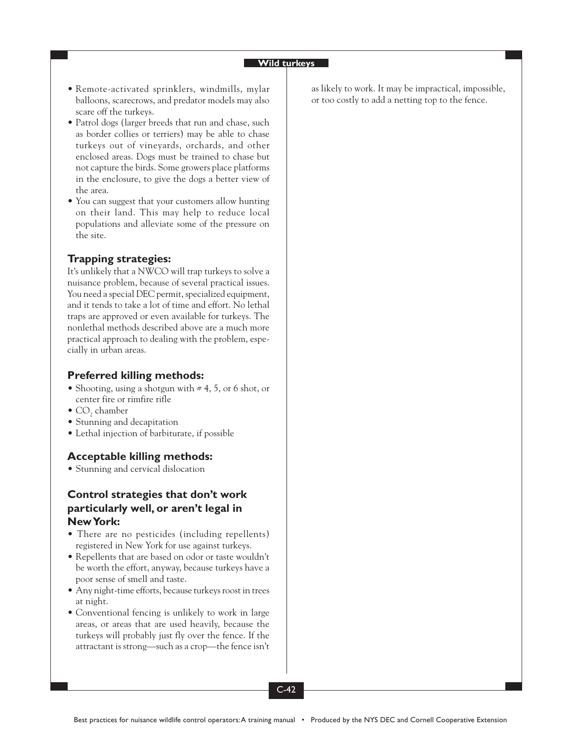- Remote-activated sprinklers, windmills, mylar balloons, scarecrows, and predator models may also scare off the turkeys.
- Patrol dogs (larger breeds that run and chase, such as border collies or terriers) may be able to chase turkeys out of vineyards, orchards, and other enclosed areas. Dogs must be trained to chase but not capture the birds. Some growers place platforms in the enclosure, to give the dogs a better view of the area.
- You can suggest that your customers allow hunting on their land. This may help to reduce local populations and alleviate some of the pressure on the site.

### Trapping strategies:

It's unlikely that a NWCO will trap turkeys to solve a nuisance problem, because of several practical issues. You need a special DEC permit, specialized equipment, and it tends to take a lot of time and effort. No lethal traps are approved or even available for turkeys. The nonlethal methods described above are a much more practical approach to dealing with the problem, especially in urban areas.

### Preferred killing methods:

- Shooting, using a shotgun with # 4, 5, or 6 shot, or center fire or rimfire rifle
- $CO_2$ chamber
- Stunning and decapitation
- Lethal injection of barbiturate, if possible

### Acceptable killing methods:

- Stunning and cervical dislocation

### Control strategies that don't work particularly well, or aren't legal in New York:

- There are no pesticides (including repellents) registered in New York for use against turkeys.
- Repellents that are based on odor or taste wouldn't be worth the effort, anyway, because turkeys have a poor sense of smell and taste.
- Any night-time efforts, because turkeys roost in trees at night.
- Conventional fencing is unlikely to work in large areas, or areas that are used heavily, because the turkeys will probably just fly over the fence. If the attractant is strong—such as a crop—the fence isn't as likely to work. It may be impractical, impossible, or too costly to add a netting top to the fence.